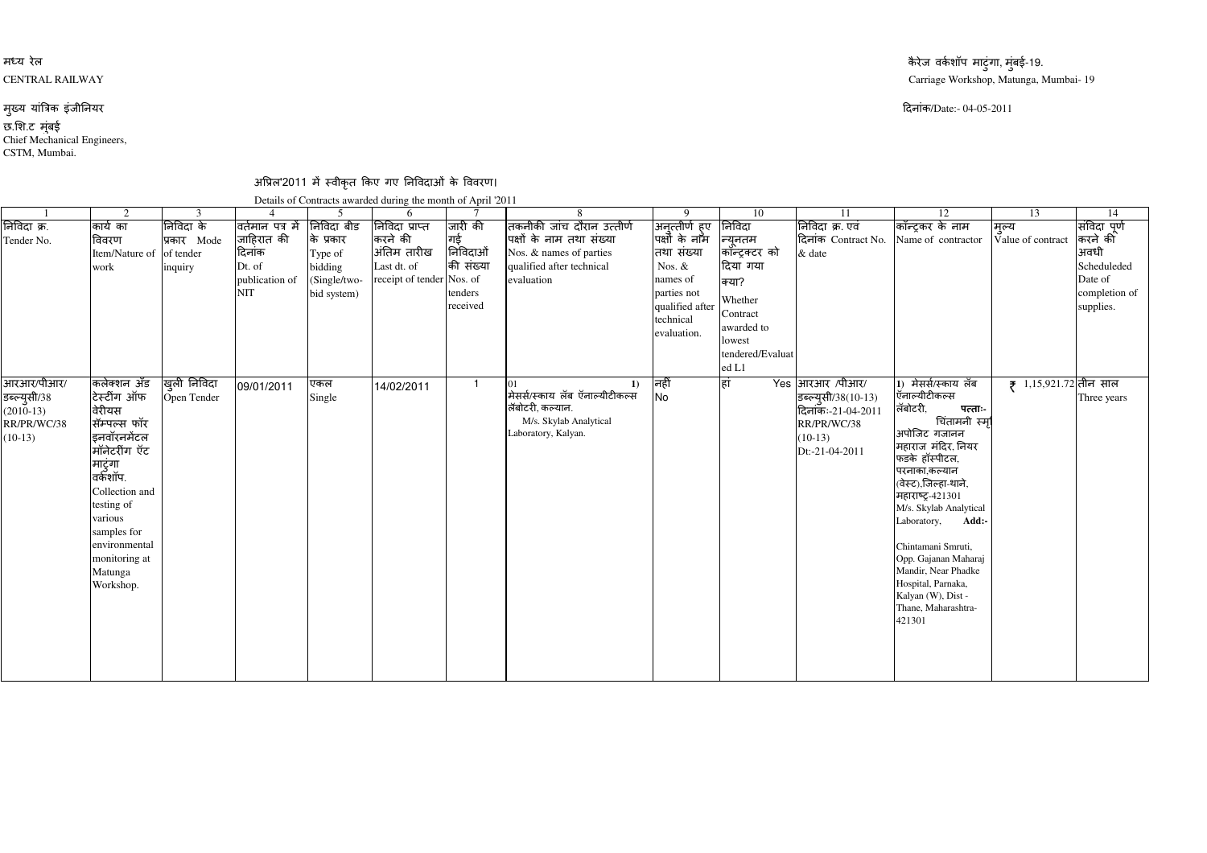मध्य रेल
CENTRAL RAILWAY

मुख्य यांत्रिक इंजीनियर
छ.शि.ट मुंबई
Chief Mechanical Engineers,
CSTM, Mumbai.

कैरेज वर्कशॉप माटुंगा, मुंबई-19.
Carriage Workshop, Matunga, Mumbai- 19

दिनांक/Date:- 04-05-2011

## अप्रिल'2011 में स्वीकृत किए गए निविदाओं के विवरण।

Details of Contracts awarded during the month of April '2011

| 1 | 2 | 3 | 4 | 5 | 6 | 7 | 8 | 9 | 10 | 11 | 12 | 13 | 14 |
|---|---|---|---|---|---|---|---|---|---|---|---|---|---|
| निविदा क्र. Tender No. | कार्य का विवरण Item/Nature of work | निविदा के प्रकार Mode of tender inquiry | वर्तमान पत्र में जाहिरात की दिनांक Dt. of publication of NIT | निविदा बीड के प्रकार Type of bidding (Single/two-bid system) | निविदा प्राप्त करने की अंतिम तारीख Last dt. of receipt of tender | जारी की गई निविदाओं की संख्या Nos. of tenders received | तकनीकी जांच दौरान उत्तीर्ण पक्षों के नाम तथा संख्या Nos. & names of parties qualified after technical evaluation | अनुत्तीर्ण हुए पक्षों के नाम तथा संख्या Nos. & names of parties not qualified after technical evaluation. | निविदा न्यूनतम कॉन्ट्रक्टर को दिया गया क्या? Whether Contract awarded to lowest tendered/Evaluated L1 | निविदा क्र. एवं दिनांक Contract No. & date | कॉन्ट्रकर के नाम Name of contractor | मुल्य Value of contract | संविदा पूर्ण करने की अवधी Scheduleded Date of completion of supplies. |
| आरआर/पीआर/ डब्ल्युसी/38 (2010-13) RR/PR/WC/38 (10-13) | कलेक्शन अँड टेस्टींग ऑफ वेरीयस सॅम्पल्स फॉर इनवॉरनमेंटल मॉनेटरींग ऍट माटुंगा वर्कशॉप. Collection and testing of various samples for environmental monitoring at Matunga Workshop. | खुली निविदा Open Tender | 09/01/2011 | एकल Single | 14/02/2011 | 1 | 01 1) मेसर्स/स्काय लॅब ऍनाल्यीटीकल्स लॅबोटरी. कल्यान. M/s. Skylab Analytical Laboratory, Kalyan. | नहीं No | हां Yes | आरआर /पीआर/ डब्ल्युसी/38(10-13) दिनांकः-21-04-2011 RR/PR/WC/38 (10-13) Dt:-21-04-2011 | 1) मेसर्स/स्काय लॅब ऍनाल्यीटीकल्स लॅबोटरी. पत्ताः- चिंतामनी स्मृ अपोजिट गजानन महाराज मंदिर. नियर फडके हॉस्पीटल, परनाका.कल्यान (वेस्ट),जिल्हा-थाने. महाराष्ट्र-421301 M/s. Skylab Analytical Laboratory, Add:- Chintamani Smruti, Opp. Gajanan Maharaj Mandir, Near Phadke Hospital, Parnaka, Kalyan (W), Dist - Thane, Maharashtra-421301 | ₹ 1,15,921.72 | तीन साल Three years |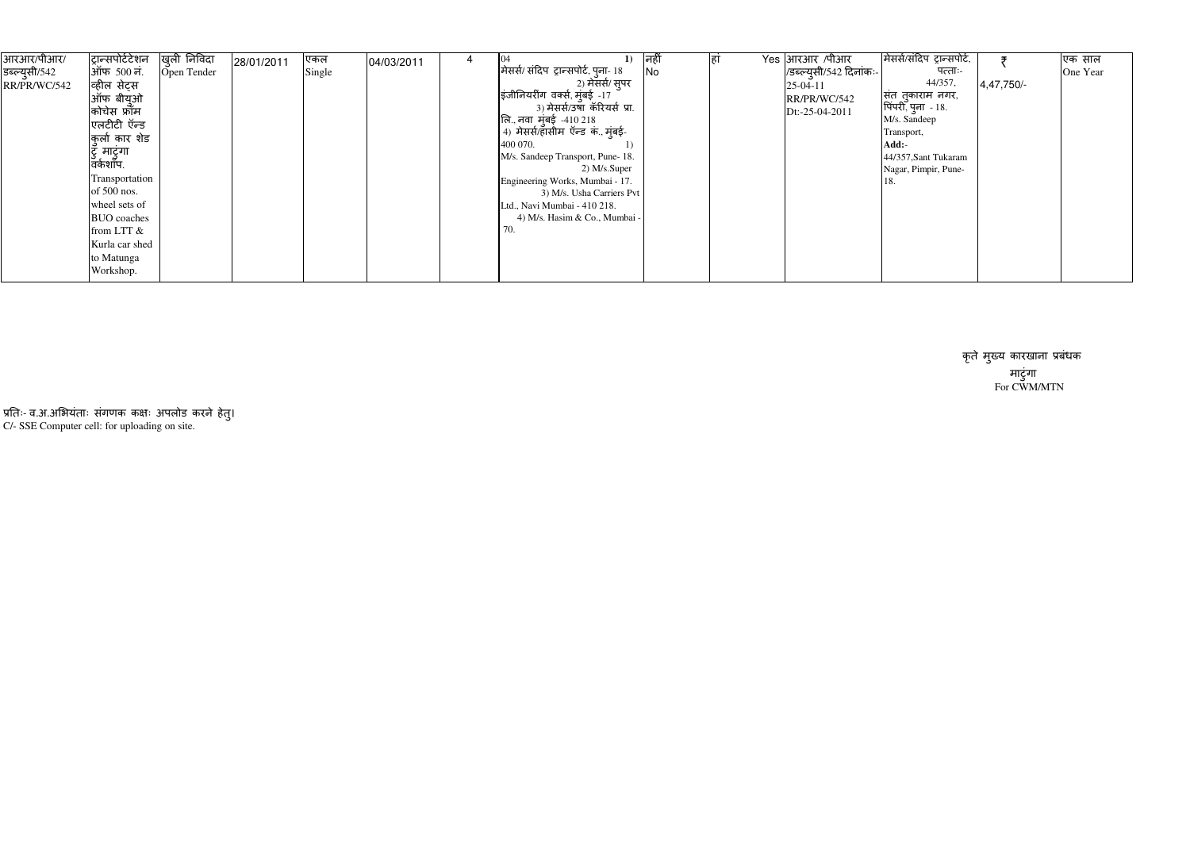| | | | | | | | | | | | | | |
|---|---|---|---|---|---|---|---|---|---|---|---|---|---|
| आरआर/पीआर/ डब्ल्युसी/542 RR/PR/WC/542 | ट्रान्सपोर्टेशन ऑफ 500 नं. व्हील सेट्स ऑफ बीयुओ कोचेस फ्रॉम एलटीटी ॲन्ड कुर्ला कार शेड टु माटुंगा वर्कशॉप. Transportation of 500 nos. wheel sets of BUO coaches from LTT & Kurla car shed to Matunga Workshop. | खुली निविदा Open Tender | 28/01/2011 | एकल Single | 04/03/2011 | 4 | 04 1) मेसर्स/ संदिप ट्रान्सपोर्ट, पुना- 18 2) मेसर्स/ सुपर इंजीनियरींग वर्क्स, मुंबई -17 3) मेसर्स/उषा कॅरियर्स प्रा. लि., नवा मुंबई -410 218 4) मेसर्स/हासीम ॲन्ड कं., मुंबई- 400 070. 1) M/s. Sandeep Transport, Pune- 18. 2) M/s.Super Engineering Works, Mumbai - 17. 3) M/s. Usha Carriers Pvt Ltd., Navi Mumbai - 410 218. 4) M/s. Hasim & Co., Mumbai - 70. | नहीं No | हां Yes | आरआर /पीआर /डब्ल्युसी/542 दिनांकः- 25-04-11 RR/PR/WC/542 Dt:-25-04-2011 | मेसर्स/संदिप ट्रान्सपोर्ट, पत्ताः- 44/357, संत तुकाराम नगर, पिंपरी, पुना - 18. M/s. Sandeep Transport, Add:- 44/357,Sant Tukaram Nagar, Pimpir, Pune- 18. | ₹ 4,47,750/- | एक साल One Year |

कृते मुख्य कारखाना प्रबंधक
माटुंगा
For CWM/MTN

प्रतिः- व.अ.अभियंताः संगणक कक्षः अपलोड करने हेतु।
C/- SSE Computer cell: for uploading on site.